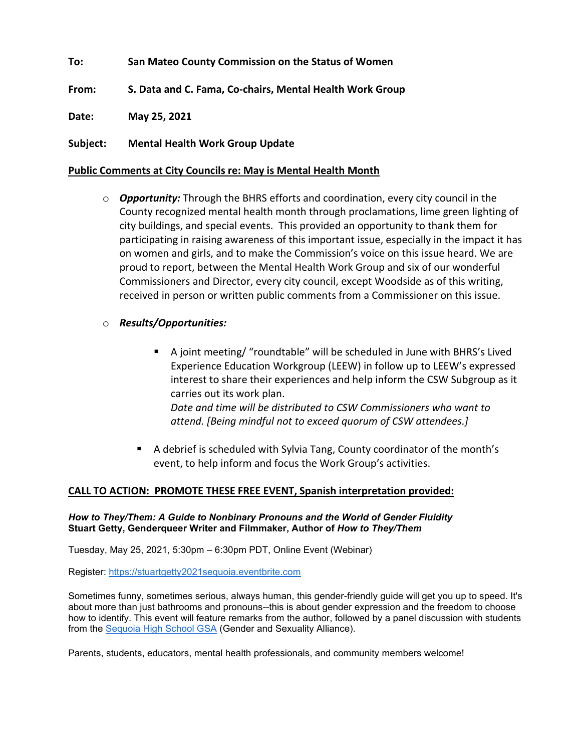**To:** **San Mateo County Commission on the Status of Women**

**From:** **S. Data and C. Fama, Co-chairs, Mental Health Work Group**

**Date:** **May 25, 2021**

**Subject:** **Mental Health Work Group Update**

**Public Comments at City Councils re: May is Mental Health Month**

- ***Opportunity:*** Through the BHRS efforts and coordination, every city council in the County recognized mental health month through proclamations, lime green lighting of city buildings, and special events. This provided an opportunity to thank them for participating in raising awareness of this important issue, especially in the impact it has on women and girls, and to make the Commission's voice on this issue heard. We are proud to report, between the Mental Health Work Group and six of our wonderful Commissioners and Director, every city council, except Woodside as of this writing, received in person or written public comments from a Commissioner on this issue.

- ***Results/Opportunities:***
  - A joint meeting/ "roundtable" will be scheduled in June with BHRS's Lived Experience Education Workgroup (LEEW) in follow up to LEEW's expressed interest to share their experiences and help inform the CSW Subgroup as it carries out its work plan.
    *Date and time will be distributed to CSW Commissioners who want to attend. [Being mindful not to exceed quorum of CSW attendees.]*
  - A debrief is scheduled with Sylvia Tang, County coordinator of the month's event, to help inform and focus the Work Group's activities.

**CALL TO ACTION: PROMOTE THESE FREE EVENT, Spanish interpretation provided:**

***How to They/Them: A Guide to Nonbinary Pronouns and the World of Gender Fluidity***
**Stuart Getty, Genderqueer Writer and Filmmaker, Author of *How to They/Them***

Tuesday, May 25, 2021, 5:30pm – 6:30pm PDT, Online Event (Webinar)

Register: https://stuartgetty2021sequoia.eventbrite.com

Sometimes funny, sometimes serious, always human, this gender-friendly guide will get you up to speed. It's about more than just bathrooms and pronouns--this is about gender expression and the freedom to choose how to identify. This event will feature remarks from the author, followed by a panel discussion with students from the Sequoia High School GSA (Gender and Sexuality Alliance).

Parents, students, educators, mental health professionals, and community members welcome!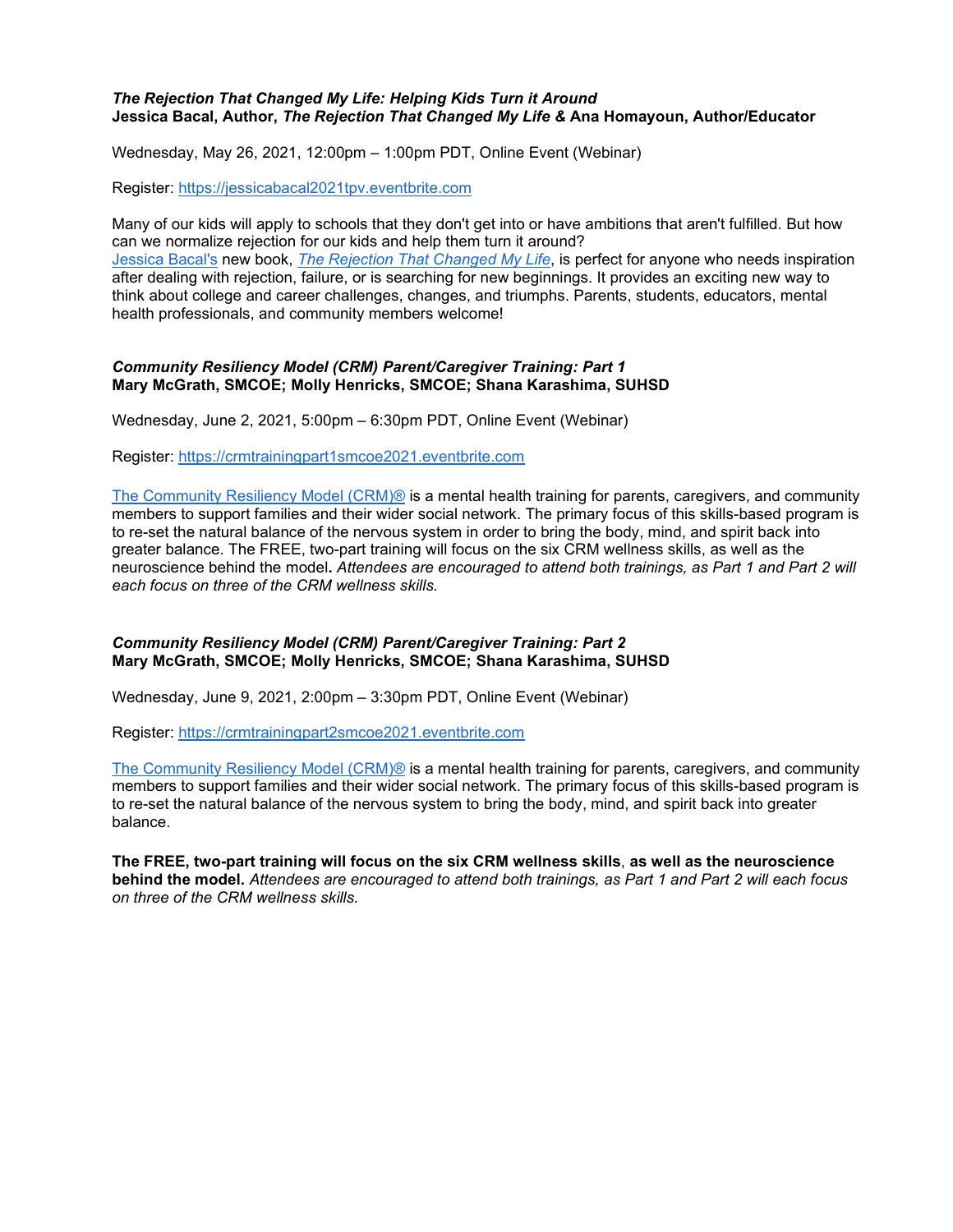***The Rejection That Changed My Life: Helping Kids Turn it Around***
**Jessica Bacal, Author, *The Rejection That Changed My Life* & Ana Homayoun, Author/Educator**

Wednesday, May 26, 2021, 12:00pm – 1:00pm PDT, Online Event (Webinar)

Register: https://jessicabacal2021tpv.eventbrite.com

Many of our kids will apply to schools that they don't get into or have ambitions that aren't fulfilled. But how can we normalize rejection for our kids and help them turn it around?
Jessica Bacal's new book, *The Rejection That Changed My Life*, is perfect for anyone who needs inspiration after dealing with rejection, failure, or is searching for new beginnings. It provides an exciting new way to think about college and career challenges, changes, and triumphs. Parents, students, educators, mental health professionals, and community members welcome!

***Community Resiliency Model (CRM) Parent/Caregiver Training: Part 1***
**Mary McGrath, SMCOE; Molly Henricks, SMCOE; Shana Karashima, SUHSD**

Wednesday, June 2, 2021, 5:00pm – 6:30pm PDT, Online Event (Webinar)

Register: https://crmtrainingpart1smcoe2021.eventbrite.com

The Community Resiliency Model (CRM)® is a mental health training for parents, caregivers, and community members to support families and their wider social network. The primary focus of this skills-based program is to re-set the natural balance of the nervous system in order to bring the body, mind, and spirit back into greater balance. The FREE, two-part training will focus on the six CRM wellness skills, as well as the neuroscience behind the model**.** *Attendees are encouraged to attend both trainings, as Part 1 and Part 2 will each focus on three of the CRM wellness skills.*

***Community Resiliency Model (CRM) Parent/Caregiver Training: Part 2***
**Mary McGrath, SMCOE; Molly Henricks, SMCOE; Shana Karashima, SUHSD**

Wednesday, June 9, 2021, 2:00pm – 3:30pm PDT, Online Event (Webinar)

Register: https://crmtrainingpart2smcoe2021.eventbrite.com

The Community Resiliency Model (CRM)® is a mental health training for parents, caregivers, and community members to support families and their wider social network. The primary focus of this skills-based program is to re-set the natural balance of the nervous system to bring the body, mind, and spirit back into greater balance.

**The FREE, two-part training will focus on the six CRM wellness skills**, **as well as the neuroscience behind the model.** *Attendees are encouraged to attend both trainings, as Part 1 and Part 2 will each focus on three of the CRM wellness skills.*